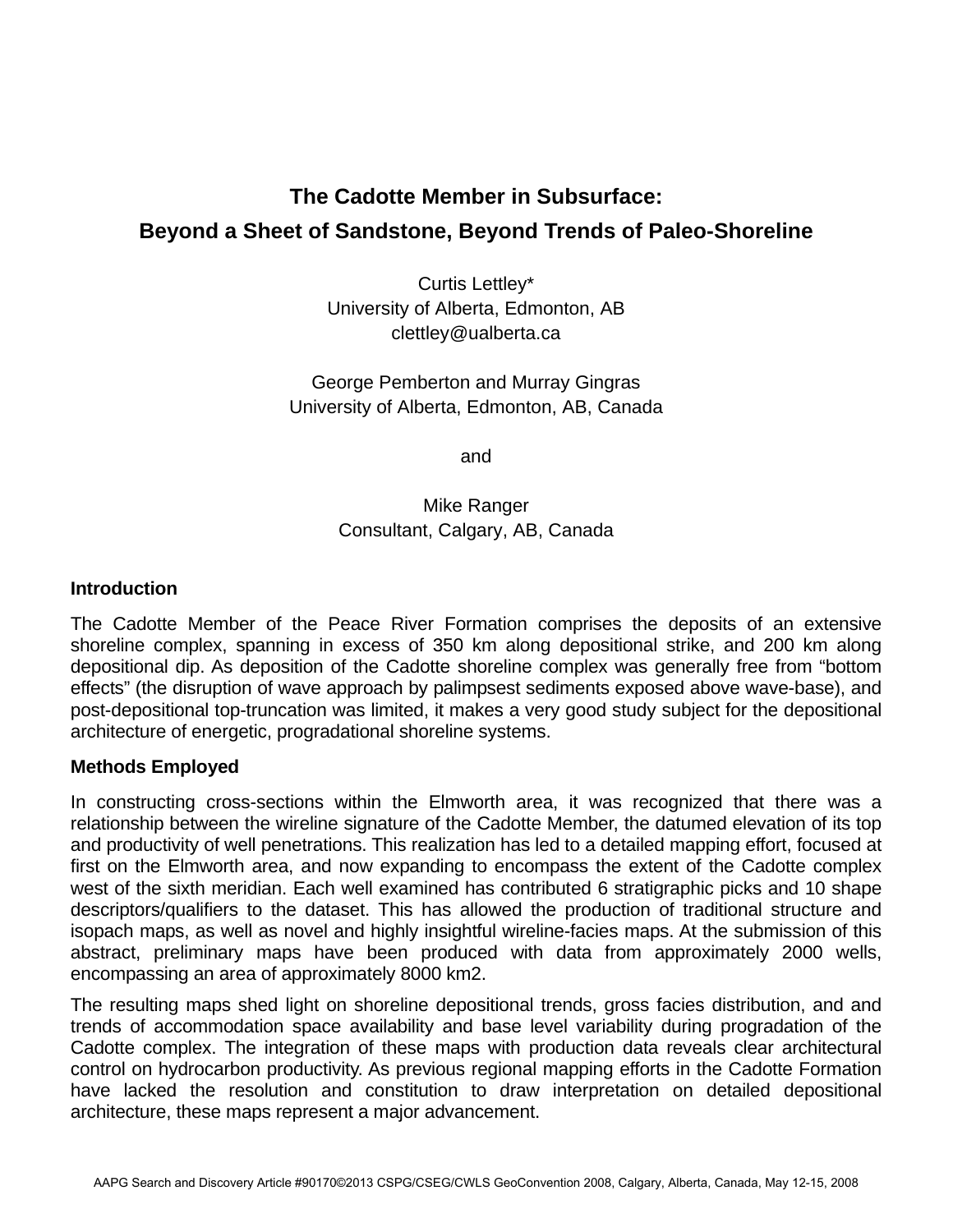# The Cadotte Member in Subsurface:
# Beyond a Sheet of Sandstone, Beyond Trends of Paleo-Shoreline

Curtis Lettley*
University of Alberta, Edmonton, AB
clettley@ualberta.ca

George Pemberton and Murray Gingras
University of Alberta, Edmonton, AB, Canada

and

Mike Ranger
Consultant, Calgary, AB, Canada

## Introduction

The Cadotte Member of the Peace River Formation comprises the deposits of an extensive shoreline complex, spanning in excess of 350 km along depositional strike, and 200 km along depositional dip. As deposition of the Cadotte shoreline complex was generally free from "bottom effects" (the disruption of wave approach by palimpsest sediments exposed above wave-base), and post-depositional top-truncation was limited, it makes a very good study subject for the depositional architecture of energetic, progradational shoreline systems.

## Methods Employed

In constructing cross-sections within the Elmworth area, it was recognized that there was a relationship between the wireline signature of the Cadotte Member, the datumed elevation of its top and productivity of well penetrations. This realization has led to a detailed mapping effort, focused at first on the Elmworth area, and now expanding to encompass the extent of the Cadotte complex west of the sixth meridian. Each well examined has contributed 6 stratigraphic picks and 10 shape descriptors/qualifiers to the dataset. This has allowed the production of traditional structure and isopach maps, as well as novel and highly insightful wireline-facies maps. At the submission of this abstract, preliminary maps have been produced with data from approximately 2000 wells, encompassing an area of approximately 8000 km2.

The resulting maps shed light on shoreline depositional trends, gross facies distribution, and and trends of accommodation space availability and base level variability during progradation of the Cadotte complex. The integration of these maps with production data reveals clear architectural control on hydrocarbon productivity. As previous regional mapping efforts in the Cadotte Formation have lacked the resolution and constitution to draw interpretation on detailed depositional architecture, these maps represent a major advancement.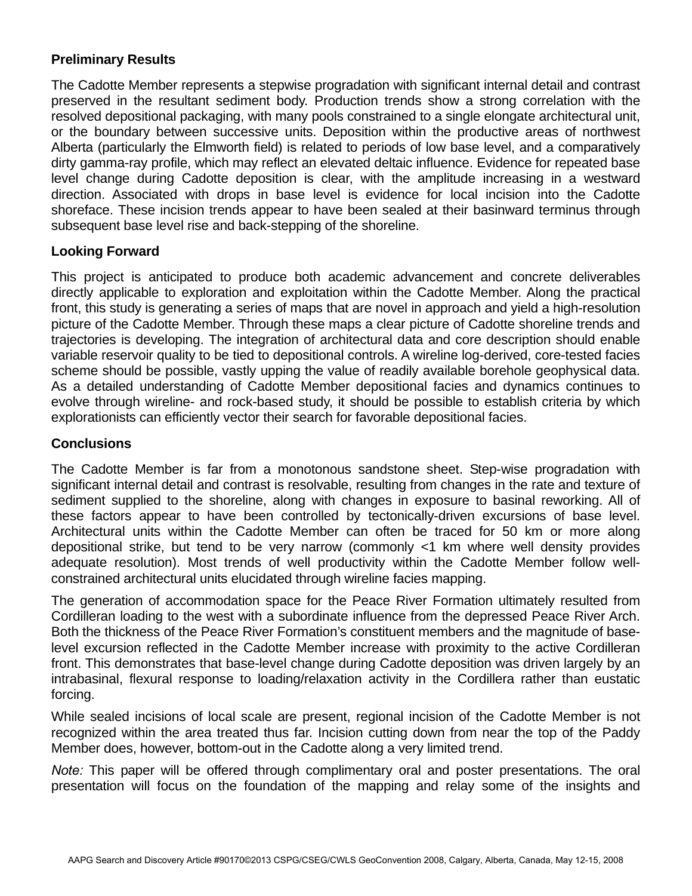## Preliminary Results

The Cadotte Member represents a stepwise progradation with significant internal detail and contrast preserved in the resultant sediment body. Production trends show a strong correlation with the resolved depositional packaging, with many pools constrained to a single elongate architectural unit, or the boundary between successive units. Deposition within the productive areas of northwest Alberta (particularly the Elmworth field) is related to periods of low base level, and a comparatively dirty gamma-ray profile, which may reflect an elevated deltaic influence. Evidence for repeated base level change during Cadotte deposition is clear, with the amplitude increasing in a westward direction. Associated with drops in base level is evidence for local incision into the Cadotte shoreface. These incision trends appear to have been sealed at their basinward terminus through subsequent base level rise and back-stepping of the shoreline.

## Looking Forward

This project is anticipated to produce both academic advancement and concrete deliverables directly applicable to exploration and exploitation within the Cadotte Member. Along the practical front, this study is generating a series of maps that are novel in approach and yield a high-resolution picture of the Cadotte Member. Through these maps a clear picture of Cadotte shoreline trends and trajectories is developing. The integration of architectural data and core description should enable variable reservoir quality to be tied to depositional controls. A wireline log-derived, core-tested facies scheme should be possible, vastly upping the value of readily available borehole geophysical data. As a detailed understanding of Cadotte Member depositional facies and dynamics continues to evolve through wireline- and rock-based study, it should be possible to establish criteria by which explorationists can efficiently vector their search for favorable depositional facies.

## Conclusions

The Cadotte Member is far from a monotonous sandstone sheet. Step-wise progradation with significant internal detail and contrast is resolvable, resulting from changes in the rate and texture of sediment supplied to the shoreline, along with changes in exposure to basinal reworking. All of these factors appear to have been controlled by tectonically-driven excursions of base level. Architectural units within the Cadotte Member can often be traced for 50 km or more along depositional strike, but tend to be very narrow (commonly <1 km where well density provides adequate resolution). Most trends of well productivity within the Cadotte Member follow well-constrained architectural units elucidated through wireline facies mapping.

The generation of accommodation space for the Peace River Formation ultimately resulted from Cordilleran loading to the west with a subordinate influence from the depressed Peace River Arch. Both the thickness of the Peace River Formation's constituent members and the magnitude of base-level excursion reflected in the Cadotte Member increase with proximity to the active Cordilleran front. This demonstrates that base-level change during Cadotte deposition was driven largely by an intrabasinal, flexural response to loading/relaxation activity in the Cordillera rather than eustatic forcing.

While sealed incisions of local scale are present, regional incision of the Cadotte Member is not recognized within the area treated thus far. Incision cutting down from near the top of the Paddy Member does, however, bottom-out in the Cadotte along a very limited trend.

*Note:* This paper will be offered through complimentary oral and poster presentations. The oral presentation will focus on the foundation of the mapping and relay some of the insights and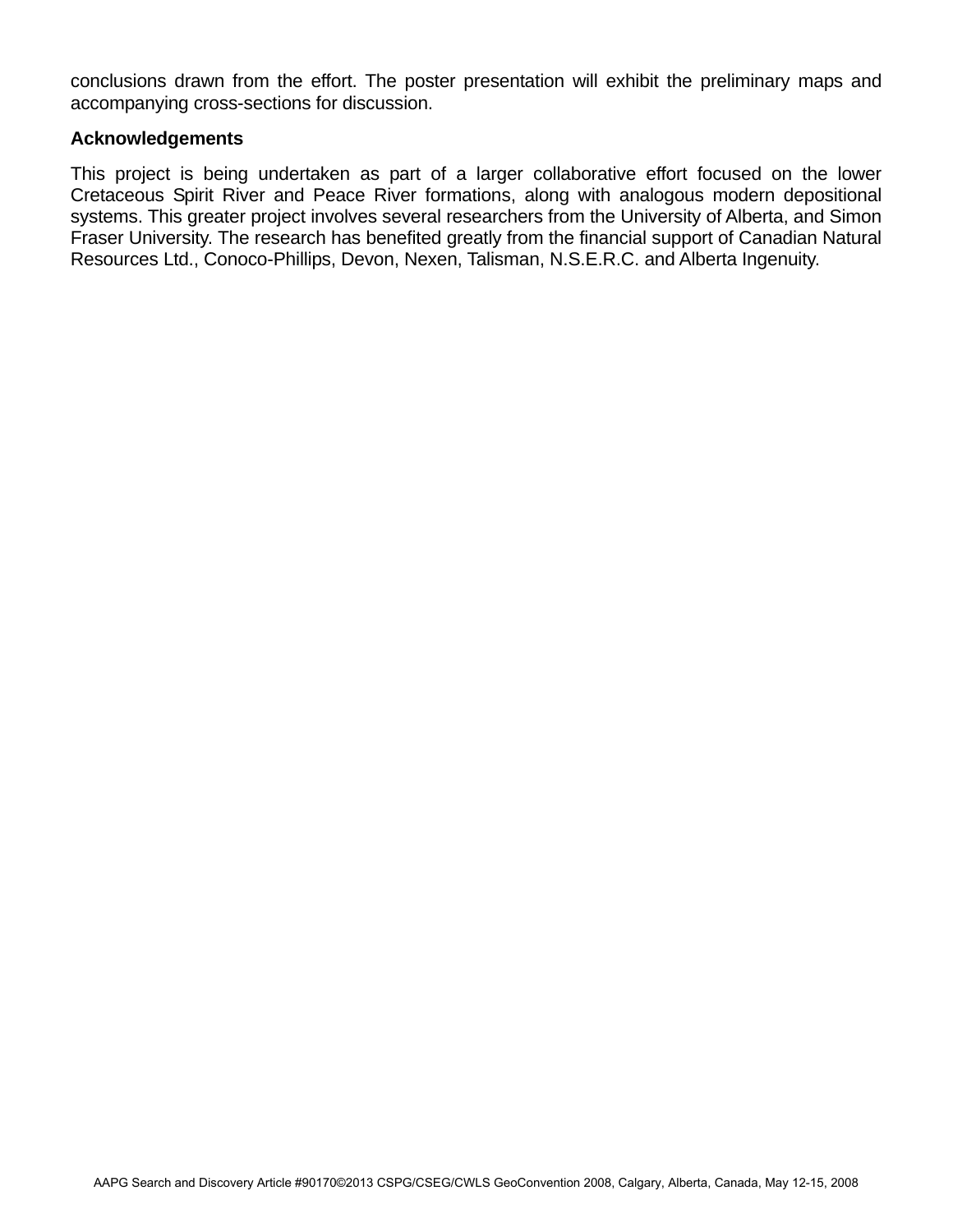conclusions drawn from the effort. The poster presentation will exhibit the preliminary maps and accompanying cross-sections for discussion.

**Acknowledgements**

This project is being undertaken as part of a larger collaborative effort focused on the lower Cretaceous Spirit River and Peace River formations, along with analogous modern depositional systems. This greater project involves several researchers from the University of Alberta, and Simon Fraser University. The research has benefited greatly from the financial support of Canadian Natural Resources Ltd., Conoco-Phillips, Devon, Nexen, Talisman, N.S.E.R.C. and Alberta Ingenuity.